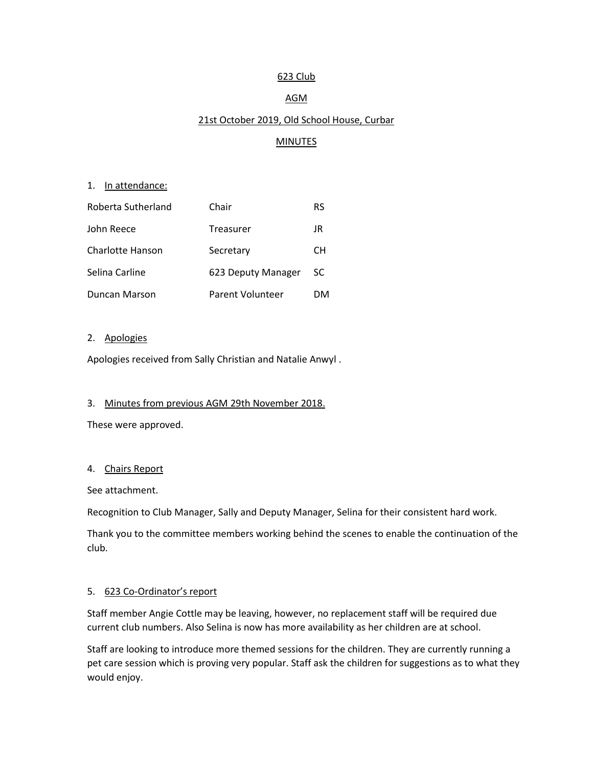# 623 Club

## AGM

### 21st October 2019, Old School House, Curbar

### MINUTES

1. In attendance:

| | | |
|---|---|---|
| Roberta Sutherland | Chair | RS |
| John Reece | Treasurer | JR |
| Charlotte Hanson | Secretary | CH |
| Selina Carline | 623 Deputy Manager | SC |
| Duncan Marson | Parent Volunteer | DM |

2. Apologies

Apologies received from Sally Christian and Natalie Anwyl .

3. Minutes from previous AGM 29th November 2018.

These were approved.

4. Chairs Report

See attachment.

Recognition to Club Manager, Sally and Deputy Manager, Selina for their consistent hard work.

Thank you to the committee members working behind the scenes to enable the continuation of the club.

5. 623 Co-Ordinator's report

Staff member Angie Cottle may be leaving, however, no replacement staff will be required due current club numbers. Also Selina is now has more availability as her children are at school.

Staff are looking to introduce more themed sessions for the children. They are currently running a pet care session which is proving very popular. Staff ask the children for suggestions as to what they would enjoy.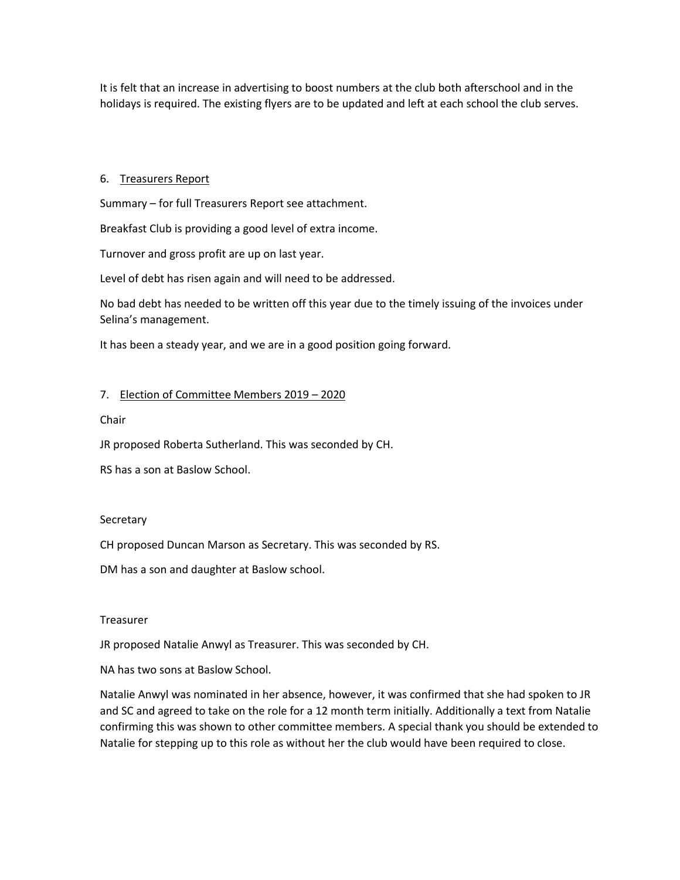It is felt that an increase in advertising to boost numbers at the club both afterschool and in the holidays is required. The existing flyers are to be updated and left at each school the club serves.

6. Treasurers Report

Summary – for full Treasurers Report see attachment.

Breakfast Club is providing a good level of extra income.

Turnover and gross profit are up on last year.

Level of debt has risen again and will need to be addressed.

No bad debt has needed to be written off this year due to the timely issuing of the invoices under Selina's management.

It has been a steady year, and we are in a good position going forward.

7. Election of Committee Members 2019 – 2020

Chair

JR proposed Roberta Sutherland. This was seconded by CH.

RS has a son at Baslow School.

Secretary

CH proposed Duncan Marson as Secretary. This was seconded by RS.

DM has a son and daughter at Baslow school.

Treasurer

JR proposed Natalie Anwyl as Treasurer. This was seconded by CH.

NA has two sons at Baslow School.

Natalie Anwyl was nominated in her absence, however, it was confirmed that she had spoken to JR and SC and agreed to take on the role for a 12 month term initially. Additionally a text from Natalie confirming this was shown to other committee members. A special thank you should be extended to Natalie for stepping up to this role as without her the club would have been required to close.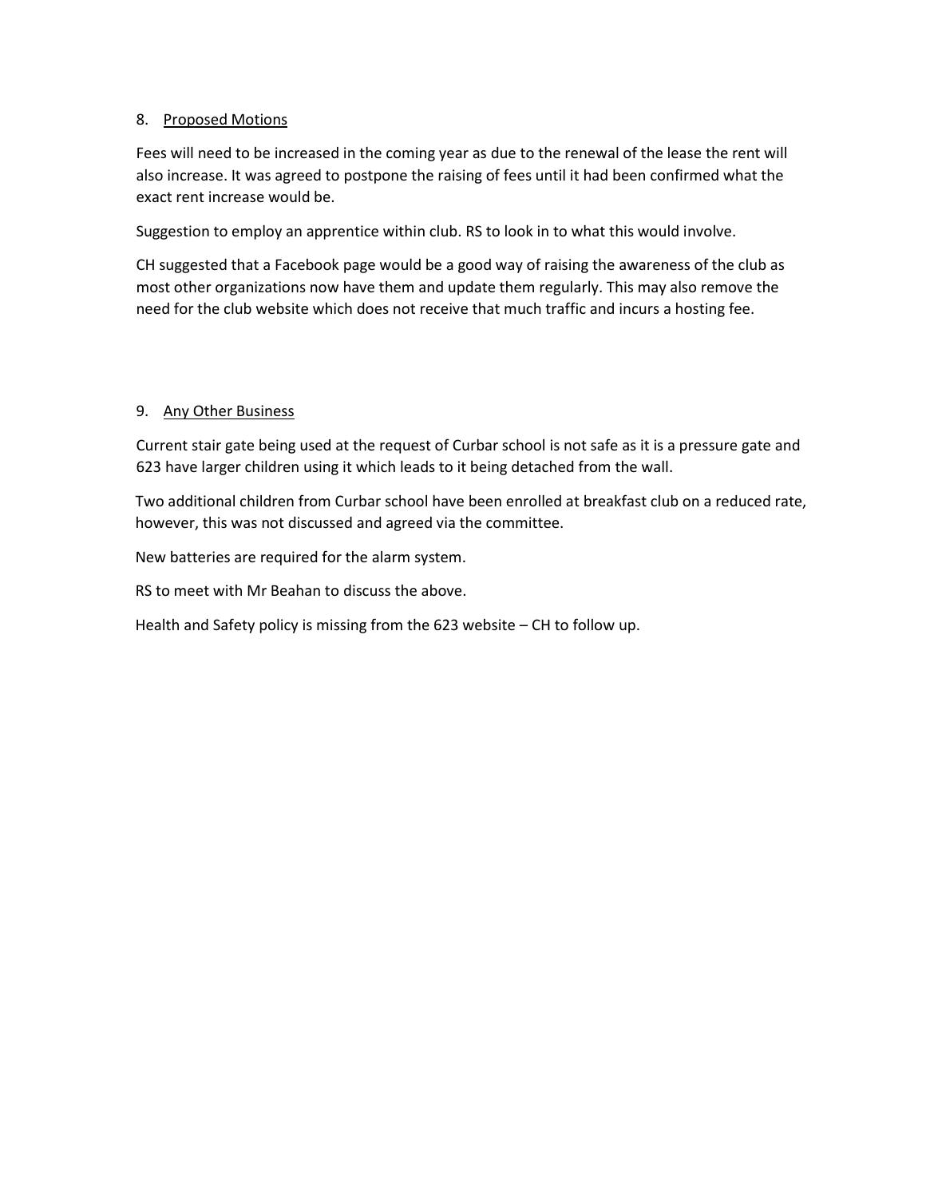## 8. <u>Proposed Motions</u>

Fees will need to be increased in the coming year as due to the renewal of the lease the rent will also increase. It was agreed to postpone the raising of fees until it had been confirmed what the exact rent increase would be.

Suggestion to employ an apprentice within club. RS to look in to what this would involve.

CH suggested that a Facebook page would be a good way of raising the awareness of the club as most other organizations now have them and update them regularly. This may also remove the need for the club website which does not receive that much traffic and incurs a hosting fee.

## 9. <u>Any Other Business</u>

Current stair gate being used at the request of Curbar school is not safe as it is a pressure gate and 623 have larger children using it which leads to it being detached from the wall.

Two additional children from Curbar school have been enrolled at breakfast club on a reduced rate, however, this was not discussed and agreed via the committee.

New batteries are required for the alarm system.

RS to meet with Mr Beahan to discuss the above.

Health and Safety policy is missing from the 623 website – CH to follow up.